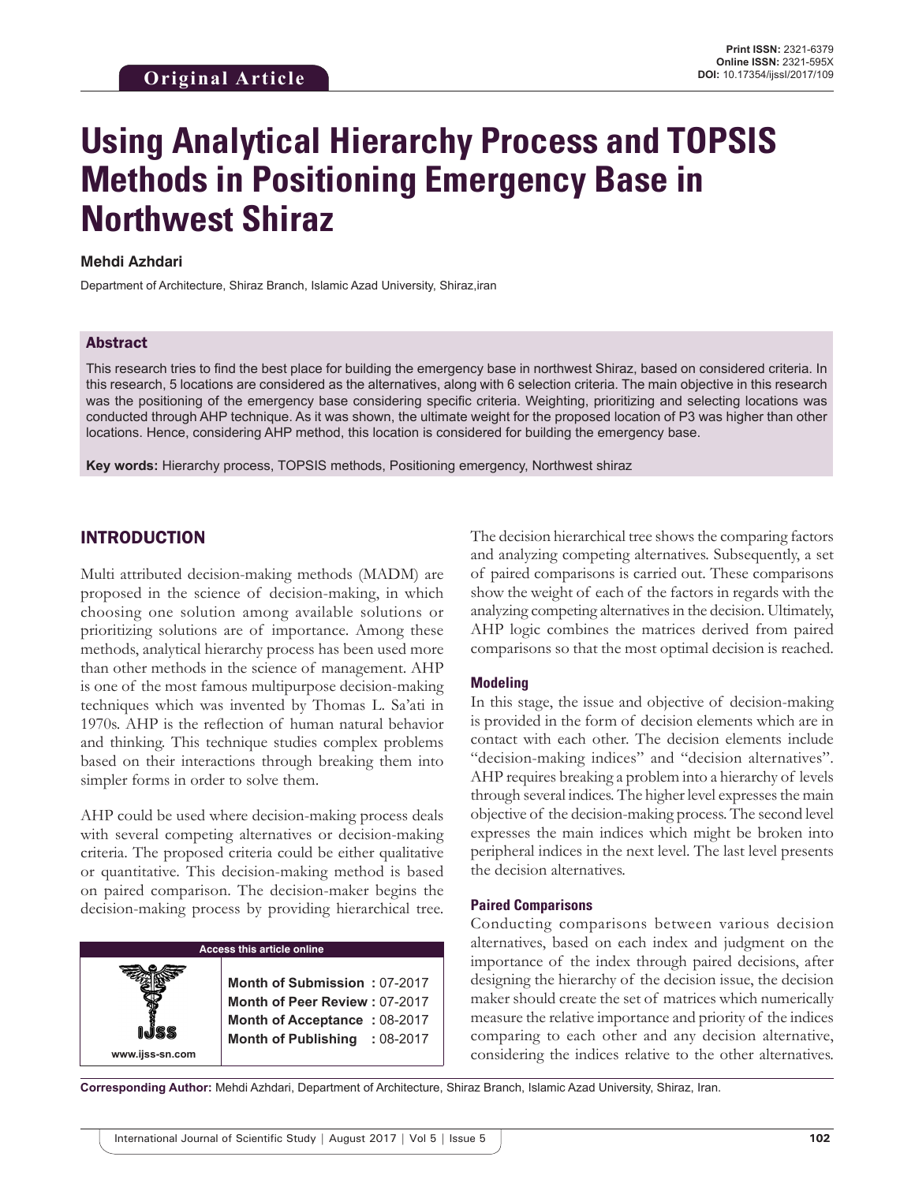Original Article

Print ISSN: 2321-6379
Online ISSN: 2321-595X
DOI: 10.17354/ijssl/2017/109

# Using Analytical Hierarchy Process and TOPSIS Methods in Positioning Emergency Base in Northwest Shiraz

**Mehdi Azhdari**

Department of Architecture, Shiraz Branch, Islamic Azad University, Shiraz,iran

## Abstract

This research tries to find the best place for building the emergency base in northwest Shiraz, based on considered criteria. In this research, 5 locations are considered as the alternatives, along with 6 selection criteria. The main objective in this research was the positioning of the emergency base considering specific criteria. Weighting, prioritizing and selecting locations was conducted through AHP technique. As it was shown, the ultimate weight for the proposed location of P3 was higher than other locations. Hence, considering AHP method, this location is considered for building the emergency base.

**Key words:** Hierarchy process, TOPSIS methods, Positioning emergency, Northwest shiraz

## INTRODUCTION

Multi attributed decision-making methods (MADM) are proposed in the science of decision-making, in which choosing one solution among available solutions or prioritizing solutions are of importance. Among these methods, analytical hierarchy process has been used more than other methods in the science of management. AHP is one of the most famous multipurpose decision-making techniques which was invented by Thomas L. Sa'ati in 1970s. AHP is the reflection of human natural behavior and thinking. This technique studies complex problems based on their interactions through breaking them into simpler forms in order to solve them.

AHP could be used where decision-making process deals with several competing alternatives or decision-making criteria. The proposed criteria could be either qualitative or quantitative. This decision-making method is based on paired comparison. The decision-maker begins the decision-making process by providing hierarchical tree. The decision hierarchical tree shows the comparing factors and analyzing competing alternatives. Subsequently, a set of paired comparisons is carried out. These comparisons show the weight of each of the factors in regards with the analyzing competing alternatives in the decision. Ultimately, AHP logic combines the matrices derived from paired comparisons so that the most optimal decision is reached.

| Access this article online | |
|---|---|
| www.ijss-sn.com | **Month of Submission :** 07-2017<br>**Month of Peer Review :** 07-2017<br>**Month of Acceptance :** 08-2017<br>**Month of Publishing :** 08-2017 |

### Modeling

In this stage, the issue and objective of decision-making is provided in the form of decision elements which are in contact with each other. The decision elements include "decision-making indices" and "decision alternatives". AHP requires breaking a problem into a hierarchy of levels through several indices. The higher level expresses the main objective of the decision-making process. The second level expresses the main indices which might be broken into peripheral indices in the next level. The last level presents the decision alternatives.

### Paired Comparisons

Conducting comparisons between various decision alternatives, based on each index and judgment on the importance of the index through paired decisions, after designing the hierarchy of the decision issue, the decision maker should create the set of matrices which numerically measure the relative importance and priority of the indices comparing to each other and any decision alternative, considering the indices relative to the other alternatives.

**Corresponding Author:** Mehdi Azhdari, Department of Architecture, Shiraz Branch, Islamic Azad University, Shiraz, Iran.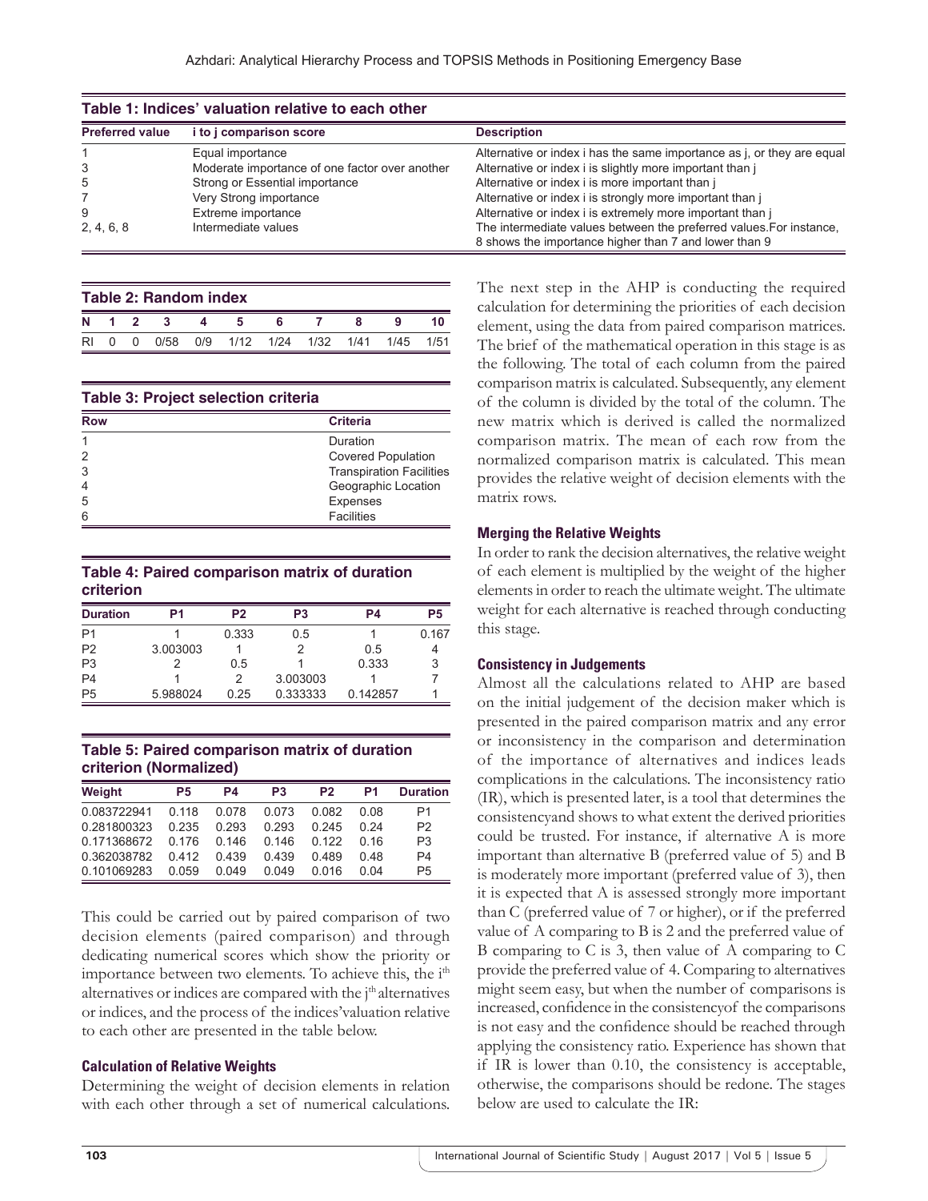**Table 1: Indices' valuation relative to each other**

| Preferred value | i to j comparison score | Description |
|---|---|---|
| 1 | Equal importance | Alternative or index i has the same importance as j, or they are equal |
| 3 | Moderate importance of one factor over another | Alternative or index i is slightly more important than j |
| 5 | Strong or Essential importance | Alternative or index i is more important than j |
| 7 | Very Strong importance | Alternative or index i is strongly more important than j |
| 9 | Extreme importance | Alternative or index i is extremely more important than j |
| 2, 4, 6, 8 | Intermediate values | The intermediate values between the preferred values.For instance, 8 shows the importance higher than 7 and lower than 9 |

**Table 2: Random index**

| N | 1 | 2 | 3 | 4 | 5 | 6 | 7 | 8 | 9 | 10 |
|---|---|---|---|---|---|---|---|---|---|---|
| RI | 0 | 0 | 0/58 | 0/9 | 1/12 | 1/24 | 1/32 | 1/41 | 1/45 | 1/51 |

**Table 3: Project selection criteria**

| Row | Criteria |
|---|---|
| 1 | Duration |
| 2 | Covered Population |
| 3 | Transpiration Facilities |
| 4 | Geographic Location |
| 5 | Expenses |
| 6 | Facilities |

**Table 4: Paired comparison matrix of duration criterion**

| Duration | P1 | P2 | P3 | P4 | P5 |
|---|---|---|---|---|---|
| P1 | 1 | 0.333 | 0.5 | 1 | 0.167 |
| P2 | 3.003003 | 1 | 2 | 0.5 | 4 |
| P3 | 2 | 0.5 | 1 | 0.333 | 3 |
| P4 | 1 | 2 | 3.003003 | 1 | 7 |
| P5 | 5.988024 | 0.25 | 0.333333 | 0.142857 | 1 |

**Table 5: Paired comparison matrix of duration criterion (Normalized)**

| Weight | P5 | P4 | P3 | P2 | P1 | Duration |
|---|---|---|---|---|---|---|
| 0.083722941 | 0.118 | 0.078 | 0.073 | 0.082 | 0.08 | P1 |
| 0.281800323 | 0.235 | 0.293 | 0.293 | 0.245 | 0.24 | P2 |
| 0.171368672 | 0.176 | 0.146 | 0.146 | 0.122 | 0.16 | P3 |
| 0.362038782 | 0.412 | 0.439 | 0.439 | 0.489 | 0.48 | P4 |
| 0.101069283 | 0.059 | 0.049 | 0.049 | 0.016 | 0.04 | P5 |

This could be carried out by paired comparison of two decision elements (paired comparison) and through dedicating numerical scores which show the priority or importance between two elements. To achieve this, the $i^{th}$ alternatives or indices are compared with the $j^{th}$ alternatives or indices, and the process of the indices'valuation relative to each other are presented in the table below.

### Calculation of Relative Weights

Determining the weight of decision elements in relation with each other through a set of numerical calculations. The next step in the AHP is conducting the required calculation for determining the priorities of each decision element, using the data from paired comparison matrices. The brief of the mathematical operation in this stage is as the following. The total of each column from the paired comparison matrix is calculated. Subsequently, any element of the column is divided by the total of the column. The new matrix which is derived is called the normalized comparison matrix. The mean of each row from the normalized comparison matrix is calculated. This mean provides the relative weight of decision elements with the matrix rows.

### Merging the Relative Weights

In order to rank the decision alternatives, the relative weight of each element is multiplied by the weight of the higher elements in order to reach the ultimate weight. The ultimate weight for each alternative is reached through conducting this stage.

### Consistency in Judgements

Almost all the calculations related to AHP are based on the initial judgement of the decision maker which is presented in the paired comparison matrix and any error or inconsistency in the comparison and determination of the importance of alternatives and indices leads complications in the calculations. The inconsistency ratio (IR), which is presented later, is a tool that determines the consistencyand shows to what extent the derived priorities could be trusted. For instance, if alternative A is more important than alternative B (preferred value of 5) and B is moderately more important (preferred value of 3), then it is expected that A is assessed strongly more important than C (preferred value of 7 or higher), or if the preferred value of A comparing to B is 2 and the preferred value of B comparing to C is 3, then value of A comparing to C provide the preferred value of 4. Comparing to alternatives might seem easy, but when the number of comparisons is increased, confidence in the consistencyof the comparisons is not easy and the confidence should be reached through applying the consistency ratio. Experience has shown that if IR is lower than 0.10, the consistency is acceptable, otherwise, the comparisons should be redone. The stages below are used to calculate the IR: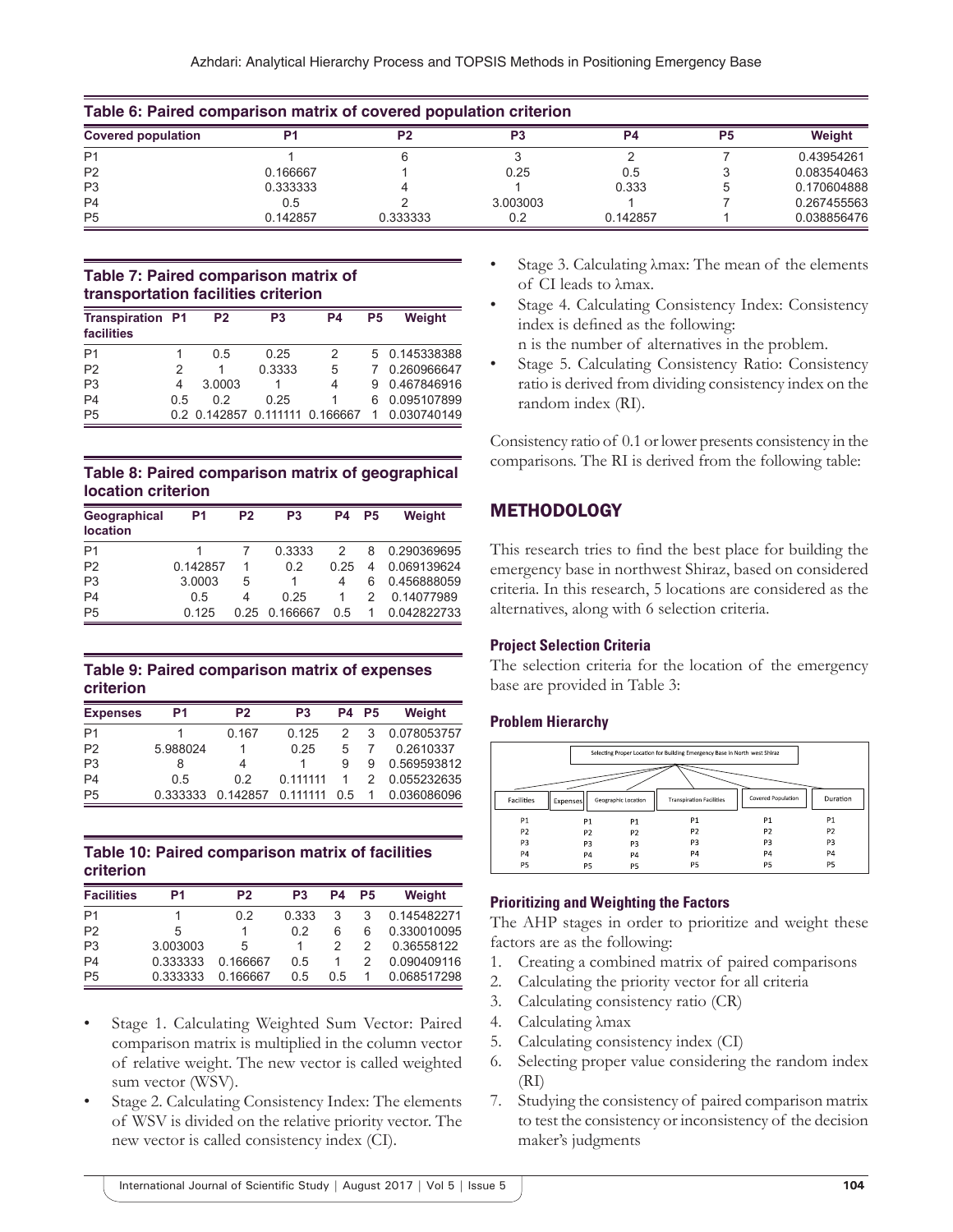**Table 6: Paired comparison matrix of covered population criterion**

| Covered population | P1 | P2 | P3 | P4 | P5 | Weight |
|---|---|---|---|---|---|---|
| P1 | 1 | 6 | 3 | 2 | 7 | 0.43954261 |
| P2 | 0.166667 | 1 | 0.25 | 0.5 | 3 | 0.083540463 |
| P3 | 0.333333 | 4 | 1 | 0.333 | 5 | 0.170604888 |
| P4 | 0.5 | 2 | 3.003003 | 1 | 7 | 0.267455563 |
| P5 | 0.142857 | 0.333333 | 0.2 | 0.142857 | 1 | 0.038856476 |

**Table 7: Paired comparison matrix of transportation facilities criterion**

| Transpiration facilities | P1 | P2 | P3 | P4 | P5 | Weight |
|---|---|---|---|---|---|---|
| P1 | 1 | 0.5 | 0.25 | 2 | 5 | 0.145338388 |
| P2 | 2 | 1 | 0.3333 | 5 | 7 | 0.260966647 |
| P3 | 4 | 3.0003 | 1 | 4 | 9 | 0.467846916 |
| P4 | 0.5 | 0.2 | 0.25 | 1 | 6 | 0.095107899 |
| P5 | 0.2 | 0.142857 | 0.111111 | 0.166667 | 1 | 0.030740149 |

**Table 8: Paired comparison matrix of geographical location criterion**

| Geographical location | P1 | P2 | P3 | P4 | P5 | Weight |
|---|---|---|---|---|---|---|
| P1 | 1 | 7 | 0.3333 | 2 | 8 | 0.290369695 |
| P2 | 0.142857 | 1 | 0.2 | 0.25 | 4 | 0.069139624 |
| P3 | 3.0003 | 5 | 1 | 4 | 6 | 0.456888059 |
| P4 | 0.5 | 4 | 0.25 | 1 | 2 | 0.14077989 |
| P5 | 0.125 | 0.25 | 0.166667 | 0.5 | 1 | 0.042822733 |

**Table 9: Paired comparison matrix of expenses criterion**

| Expenses | P1 | P2 | P3 | P4 | P5 | Weight |
|---|---|---|---|---|---|---|
| P1 | 1 | 0.167 | 0.125 | 2 | 3 | 0.078053757 |
| P2 | 5.988024 | 1 | 0.25 | 5 | 7 | 0.2610337 |
| P3 | 8 | 4 | 1 | 9 | 9 | 0.569593812 |
| P4 | 0.5 | 0.2 | 0.111111 | 1 | 2 | 0.055232635 |
| P5 | 0.333333 | 0.142857 | 0.111111 | 0.5 | 1 | 0.036086096 |

**Table 10: Paired comparison matrix of facilities criterion**

| Facilities | P1 | P2 | P3 | P4 | P5 | Weight |
|---|---|---|---|---|---|---|
| P1 | 1 | 0.2 | 0.333 | 3 | 3 | 0.145482271 |
| P2 | 5 | 1 | 0.2 | 6 | 6 | 0.330010095 |
| P3 | 3.003003 | 5 | 1 | 2 | 2 | 0.36558122 |
| P4 | 0.333333 | 0.166667 | 0.5 | 1 | 2 | 0.090409116 |
| P5 | 0.333333 | 0.166667 | 0.5 | 0.5 | 1 | 0.068517298 |

- Stage 1. Calculating Weighted Sum Vector: Paired comparison matrix is multiplied in the column vector of relative weight. The new vector is called weighted sum vector (WSV).
- Stage 2. Calculating Consistency Index: The elements of WSV is divided on the relative priority vector. The new vector is called consistency index (CI).
- Stage 3. Calculating λmax: The mean of the elements of CI leads to λmax.
- Stage 4. Calculating Consistency Index: Consistency index is defined as the following:
  n is the number of alternatives in the problem.
- Stage 5. Calculating Consistency Ratio: Consistency ratio is derived from dividing consistency index on the random index (RI).

Consistency ratio of 0.1 or lower presents consistency in the comparisons. The RI is derived from the following table:

## METHODOLOGY

This research tries to find the best place for building the emergency base in northwest Shiraz, based on considered criteria. In this research, 5 locations are considered as the alternatives, along with 6 selection criteria.

### Project Selection Criteria

The selection criteria for the location of the emergency base are provided in Table 3:

### Problem Hierarchy

Selecting Proper Location for Building Emergency Base in North west Shiraz

| Facilities | Expenses | Geographic Location | Transpiration Facilities | Covered Population | Duration |
|---|---|---|---|---|---|
| P1 | P1 | P1 | P1 | P1 | P1 |
| P2 | P2 | P2 | P2 | P2 | P2 |
| P3 | P3 | P3 | P3 | P3 | P3 |
| P4 | P4 | P4 | P4 | P4 | P4 |
| P5 | P5 | P5 | P5 | P5 | P5 |

### Prioritizing and Weighting the Factors

The AHP stages in order to prioritize and weight these factors are as the following:

1. Creating a combined matrix of paired comparisons
2. Calculating the priority vector for all criteria
3. Calculating consistency ratio (CR)
4. Calculating λmax
5. Calculating consistency index (CI)
6. Selecting proper value considering the random index (RI)
7. Studying the consistency of paired comparison matrix to test the consistency or inconsistency of the decision maker's judgments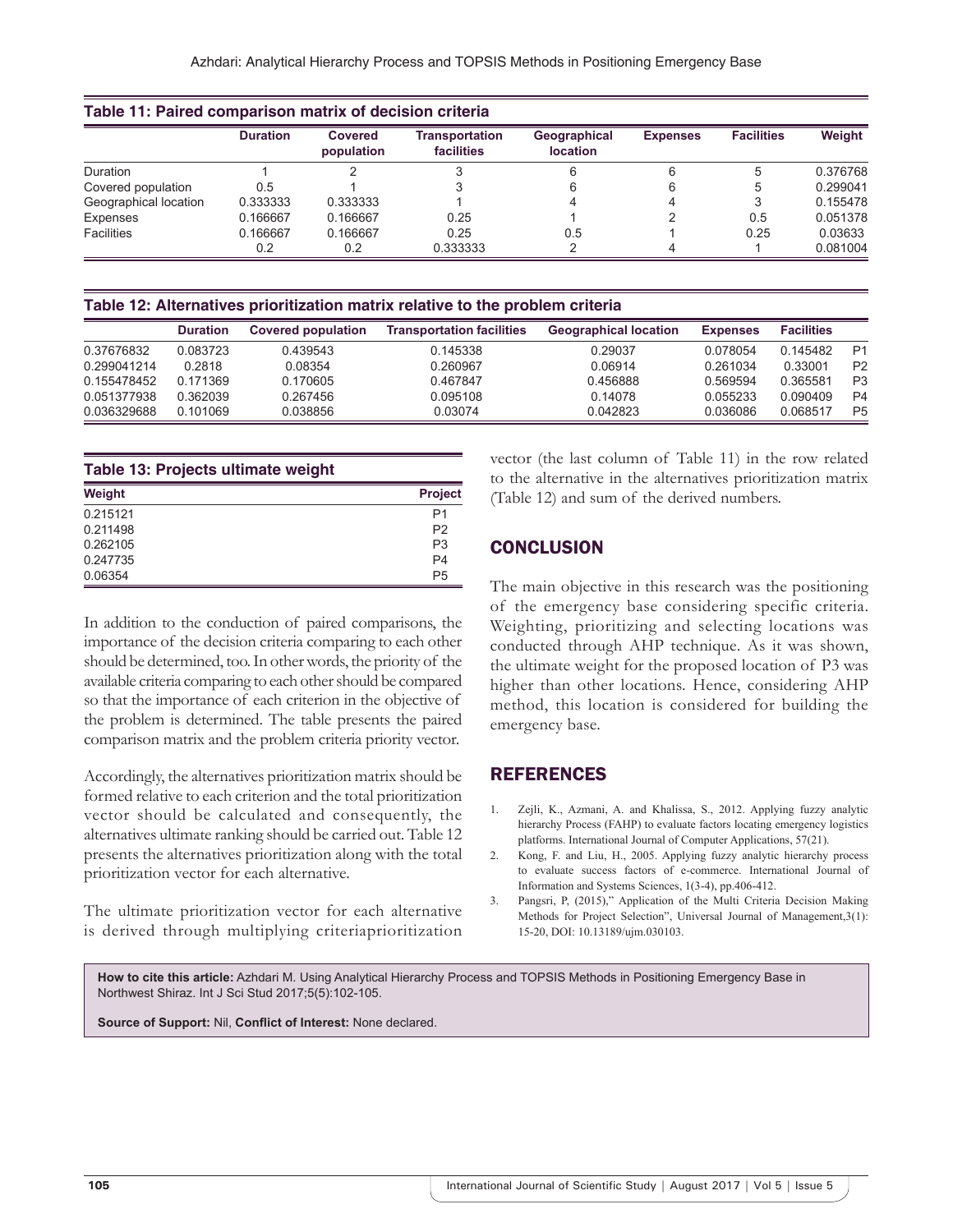**Table 11: Paired comparison matrix of decision criteria**

| | Duration | Covered population | Transportation facilities | Geographical location | Expenses | Facilities | Weight |
|---|---|---|---|---|---|---|---|
| Duration | 1 | 2 | 3 | 6 | 6 | 5 | 0.376768 |
| Covered population | 0.5 | 1 | 3 | 6 | 6 | 5 | 0.299041 |
| Geographical location | 0.333333 | 0.333333 | 1 | 4 | 4 | 3 | 0.155478 |
| Expenses | 0.166667 | 0.166667 | 0.25 | 1 | 2 | 0.5 | 0.051378 |
| Facilities | 0.166667 | 0.166667 | 0.25 | 0.5 | 1 | 0.25 | 0.03633 |
| | 0.2 | 0.2 | 0.333333 | 2 | 4 | 1 | 0.081004 |

**Table 12: Alternatives prioritization matrix relative to the problem criteria**

| | Duration | Covered population | Transportation facilities | Geographical location | Expenses | Facilities | |
|---|---|---|---|---|---|---|---|
| 0.37676832 | 0.083723 | 0.439543 | 0.145338 | 0.29037 | 0.078054 | 0.145482 | P1 |
| 0.299041214 | 0.2818 | 0.08354 | 0.260967 | 0.06914 | 0.261034 | 0.33001 | P2 |
| 0.155478452 | 0.171369 | 0.170605 | 0.467847 | 0.456888 | 0.569594 | 0.365581 | P3 |
| 0.051377938 | 0.362039 | 0.267456 | 0.095108 | 0.14078 | 0.055233 | 0.090409 | P4 |
| 0.036329688 | 0.101069 | 0.038856 | 0.03074 | 0.042823 | 0.036086 | 0.068517 | P5 |

**Table 13: Projects ultimate weight**

| Weight | Project |
|---|---|
| 0.215121 | P1 |
| 0.211498 | P2 |
| 0.262105 | P3 |
| 0.247735 | P4 |
| 0.06354 | P5 |

In addition to the conduction of paired comparisons, the importance of the decision criteria comparing to each other should be determined, too. In other words, the priority of the available criteria comparing to each other should be compared so that the importance of each criterion in the objective of the problem is determined. The table presents the paired comparison matrix and the problem criteria priority vector.

Accordingly, the alternatives prioritization matrix should be formed relative to each criterion and the total prioritization vector should be calculated and consequently, the alternatives ultimate ranking should be carried out. Table 12 presents the alternatives prioritization along with the total prioritization vector for each alternative.

The ultimate prioritization vector for each alternative is derived through multiplying criteriaprioritization vector (the last column of Table 11) in the row related to the alternative in the alternatives prioritization matrix (Table 12) and sum of the derived numbers.

## CONCLUSION

The main objective in this research was the positioning of the emergency base considering specific criteria. Weighting, prioritizing and selecting locations was conducted through AHP technique. As it was shown, the ultimate weight for the proposed location of P3 was higher than other locations. Hence, considering AHP method, this location is considered for building the emergency base.

## REFERENCES

1. Zejli, K., Azmani, A. and Khalissa, S., 2012. Applying fuzzy analytic hierarchy Process (FAHP) to evaluate factors locating emergency logistics platforms. International Journal of Computer Applications, 57(21).
2. Kong, F. and Liu, H., 2005. Applying fuzzy analytic hierarchy process to evaluate success factors of e-commerce. International Journal of Information and Systems Sciences, 1(3-4), pp.406-412.
3. Pangsri, P, (2015)," Application of the Multi Criteria Decision Making Methods for Project Selection", Universal Journal of Management,3(1): 15-20, DOI: 10.13189/ujm.030103.

**How to cite this article:** Azhdari M. Using Analytical Hierarchy Process and TOPSIS Methods in Positioning Emergency Base in Northwest Shiraz. Int J Sci Stud 2017;5(5):102-105.

**Source of Support:** Nil, **Conflict of Interest:** None declared.